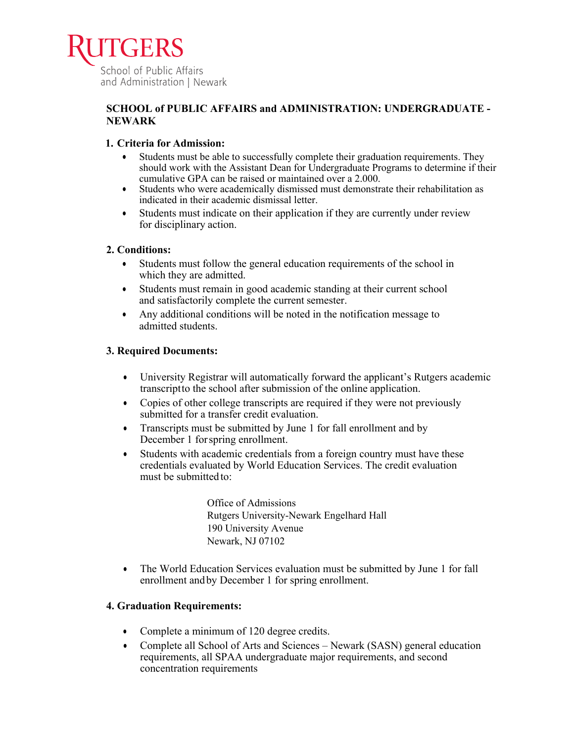RUTGERS
School of Public Affairs
and Administration | Newark

# SCHOOL of PUBLIC AFFAIRS and ADMINISTRATION: UNDERGRADUATE - NEWARK

## 1. Criteria for Admission:

- Students must be able to successfully complete their graduation requirements. They should work with the Assistant Dean for Undergraduate Programs to determine if their cumulative GPA can be raised or maintained over a 2.000.
- Students who were academically dismissed must demonstrate their rehabilitation as indicated in their academic dismissal letter.
- Students must indicate on their application if they are currently under review for disciplinary action.

## 2. Conditions:

- Students must follow the general education requirements of the school in which they are admitted.
- Students must remain in good academic standing at their current school and satisfactorily complete the current semester.
- Any additional conditions will be noted in the notification message to admitted students.

## 3. Required Documents:

- University Registrar will automatically forward the applicant's Rutgers academic transcript to the school after submission of the online application.
- Copies of other college transcripts are required if they were not previously submitted for a transfer credit evaluation.
- Transcripts must be submitted by June 1 for fall enrollment and by December 1 for spring enrollment.
- Students with academic credentials from a foreign country must have these credentials evaluated by World Education Services. The credit evaluation must be submitted to:

  Office of Admissions
  Rutgers University-Newark Engelhard Hall
  190 University Avenue
  Newark, NJ 07102

- The World Education Services evaluation must be submitted by June 1 for fall enrollment and by December 1 for spring enrollment.

## 4. Graduation Requirements:

- Complete a minimum of 120 degree credits.
- Complete all School of Arts and Sciences – Newark (SASN) general education requirements, all SPAA undergraduate major requirements, and second concentration requirements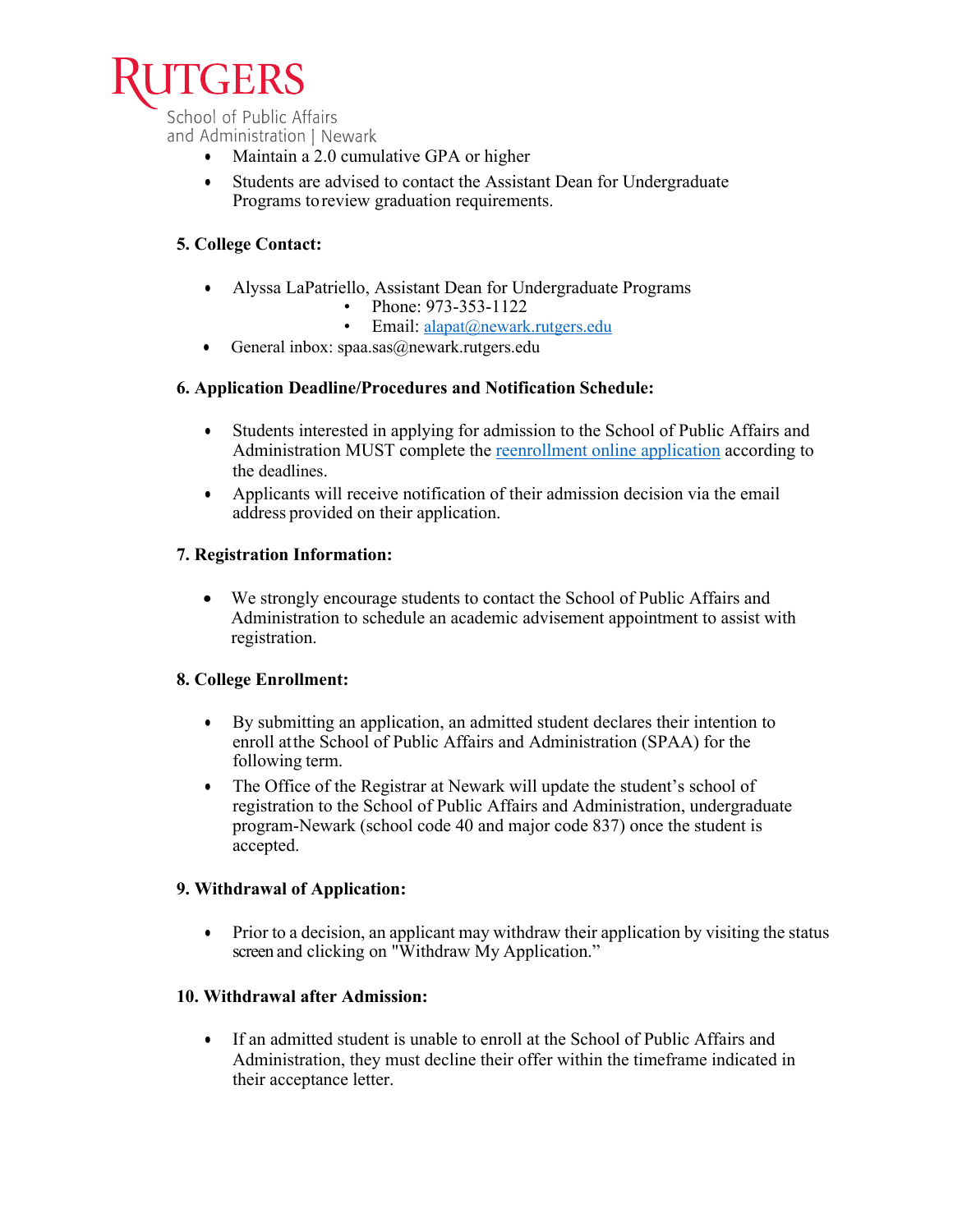- Maintain a 2.0 cumulative GPA or higher
- Students are advised to contact the Assistant Dean for Undergraduate Programs to review graduation requirements.

**5. College Contact:**

- Alyssa LaPatriello, Assistant Dean for Undergraduate Programs
    - Phone: 973-353-1122
    - Email: [alapat@newark.rutgers.edu](mailto:alapat@newark.rutgers.edu)
- General inbox: spaa.sas@newark.rutgers.edu

**6. Application Deadline/Procedures and Notification Schedule:**

- Students interested in applying for admission to the School of Public Affairs and Administration MUST complete the reenrollment online application according to the deadlines.
- Applicants will receive notification of their admission decision via the email address provided on their application.

**7. Registration Information:**

- We strongly encourage students to contact the School of Public Affairs and Administration to schedule an academic advisement appointment to assist with registration.

**8. College Enrollment:**

- By submitting an application, an admitted student declares their intention to enroll at the School of Public Affairs and Administration (SPAA) for the following term.
- The Office of the Registrar at Newark will update the student's school of registration to the School of Public Affairs and Administration, undergraduate program-Newark (school code 40 and major code 837) once the student is accepted.

**9. Withdrawal of Application:**

- Prior to a decision, an applicant may withdraw their application by visiting the status screen and clicking on "Withdraw My Application."

**10. Withdrawal after Admission:**

- If an admitted student is unable to enroll at the School of Public Affairs and Administration, they must decline their offer within the timeframe indicated in their acceptance letter.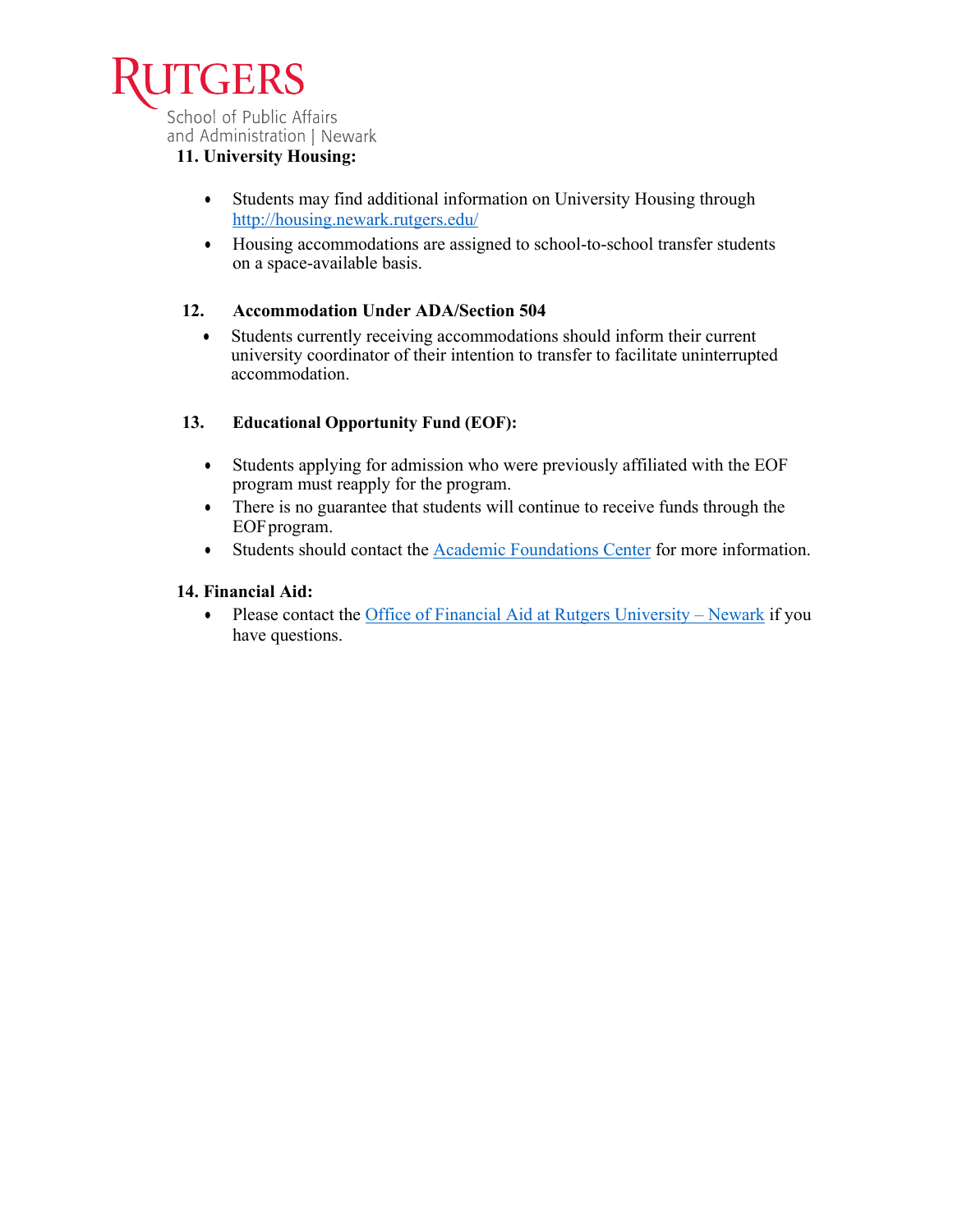**11. University Housing:**

- Students may find additional information on University Housing through [http://housing.newark.rutgers.edu/](http://housing.newark.rutgers.edu/)
- Housing accommodations are assigned to school-to-school transfer students on a space-available basis.

**12. Accommodation Under ADA/Section 504**

- Students currently receiving accommodations should inform their current university coordinator of their intention to transfer to facilitate uninterrupted accommodation.

**13. Educational Opportunity Fund (EOF):**

- Students applying for admission who were previously affiliated with the EOF program must reapply for the program.
- There is no guarantee that students will continue to receive funds through the EOF program.
- Students should contact the Academic Foundations Center for more information.

**14. Financial Aid:**

- Please contact the Office of Financial Aid at Rutgers University – Newark if you have questions.